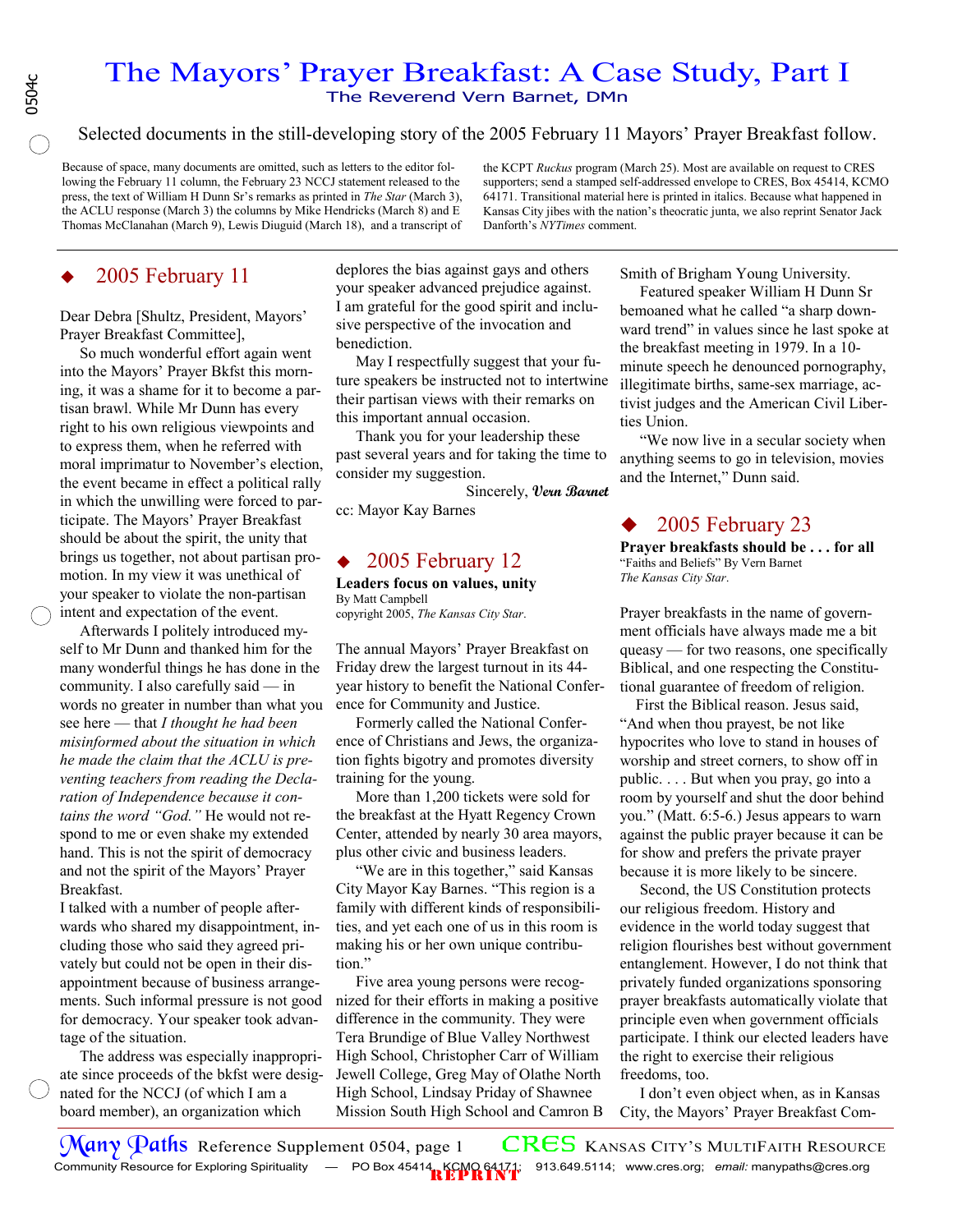# The Mayors' Prayer Breakfast: A Case Study, Part I

## The Reverend Vern Barnet, DMn

Selected documents in the still-developing story of the 2005 February 11 Mayors' Prayer Breakfast follow.

Because of space, many documents are omitted, such as letters to the editor following the February 11 column, the February 23 NCCJ statement released to the press, the text of William H Dunn Sr's remarks as printed in *The Star* (March 3), the ACLU response (March 3) the columns by Mike Hendricks (March 8) and E Thomas McClanahan (March 9), Lewis Diuguid (March 18), and a transcript of the KCPT *Ruckus* program (March 25). Most are available on request to CRES supporters; send a stamped self-addressed envelope to CRES, Box 45414, KCMO 64171. Transitional material here is printed in italics. Because what happened in Kansas City jibes with the nation's theocratic junta, we also reprint Senator Jack Danforth's *NYTimes* comment.

---

## ◆ 2005 February 11

Dear Debra [Shultz, President, Mayors' Prayer Breakfast Committee],

So much wonderful effort again went into the Mayors' Prayer Bkfst this morning, it was a shame for it to become a partisan brawl. While Mr Dunn has every right to his own religious viewpoints and to express them, when he referred with moral imprimatur to November's election, the event became in effect a political rally in which the unwilling were forced to participate. The Mayors' Prayer Breakfast should be about the spirit, the unity that brings us together, not about partisan promotion. In my view it was unethical of your speaker to violate the non-partisan intent and expectation of the event.

Afterwards I politely introduced myself to Mr Dunn and thanked him for the many wonderful things he has done in the community. I also carefully said — in words no greater in number than what you see here — that *I thought he had been misinformed about the situation in which he made the claim that the ACLU is preventing teachers from reading the Declaration of Independence because it contains the word "God."* He would not respond to me or even shake my extended hand. This is not the spirit of democracy and not the spirit of the Mayors' Prayer Breakfast.

I talked with a number of people afterwards who shared my disappointment, including those who said they agreed privately but could not be open in their disappointment because of business arrangements. Such informal pressure is not good for democracy. Your speaker took advantage of the situation.

The address was especially inappropriate since proceeds of the bkfst were designated for the NCCJ (of which I am a board member), an organization which deplores the bias against gays and others your speaker advanced prejudice against. I am grateful for the good spirit and inclusive perspective of the invocation and benediction.

May I respectfully suggest that your future speakers be instructed not to intertwine their partisan views with their remarks on this important annual occasion.

Thank you for your leadership these past several years and for taking the time to consider my suggestion.

Sincerely, *Vern Barnet*

cc: Mayor Kay Barnes

## ◆ 2005 February 12

**Leaders focus on values, unity**
By Matt Campbell
copyright 2005, *The Kansas City Star*.

The annual Mayors' Prayer Breakfast on Friday drew the largest turnout in its 44-year history to benefit the National Conference for Community and Justice.

Formerly called the National Conference of Christians and Jews, the organization fights bigotry and promotes diversity training for the young.

More than 1,200 tickets were sold for the breakfast at the Hyatt Regency Crown Center, attended by nearly 30 area mayors, plus other civic and business leaders.

"We are in this together," said Kansas City Mayor Kay Barnes. "This region is a family with different kinds of responsibilities, and yet each one of us in this room is making his or her own unique contribution."

Five area young persons were recognized for their efforts in making a positive difference in the community. They were Tera Brundige of Blue Valley Northwest High School, Christopher Carr of William Jewell College, Greg May of Olathe North High School, Lindsay Priday of Shawnee Mission South High School and Camron B Smith of Brigham Young University.

Featured speaker William H Dunn Sr bemoaned what he called "a sharp downward trend" in values since he last spoke at the breakfast meeting in 1979. In a 10-minute speech he denounced pornography, illegitimate births, same-sex marriage, activist judges and the American Civil Liberties Union.

"We now live in a secular society when anything seems to go in television, movies and the Internet," Dunn said.

## ◆ 2005 February 23

**Prayer breakfasts should be . . . for all**
"Faiths and Beliefs" By Vern Barnet
*The Kansas City Star*.

Prayer breakfasts in the name of government officials have always made me a bit queasy — for two reasons, one specifically Biblical, and one respecting the Constitutional guarantee of freedom of religion.

First the Biblical reason. Jesus said, "And when thou prayest, be not like hypocrites who love to stand in houses of worship and street corners, to show off in public. . . . But when you pray, go into a room by yourself and shut the door behind you." (Matt. 6:5-6.) Jesus appears to warn against the public prayer because it can be for show and prefers the private prayer because it is more likely to be sincere.

Second, the US Constitution protects our religious freedom. History and evidence in the world today suggest that religion flourishes best without government entanglement. However, I do not think that privately funded organizations sponsoring prayer breakfasts automatically violate that principle even when government officials participate. I think our elected leaders have the right to exercise their religious freedoms, too.

I don't even object when, as in Kansas City, the Mayors' Prayer Breakfast Com-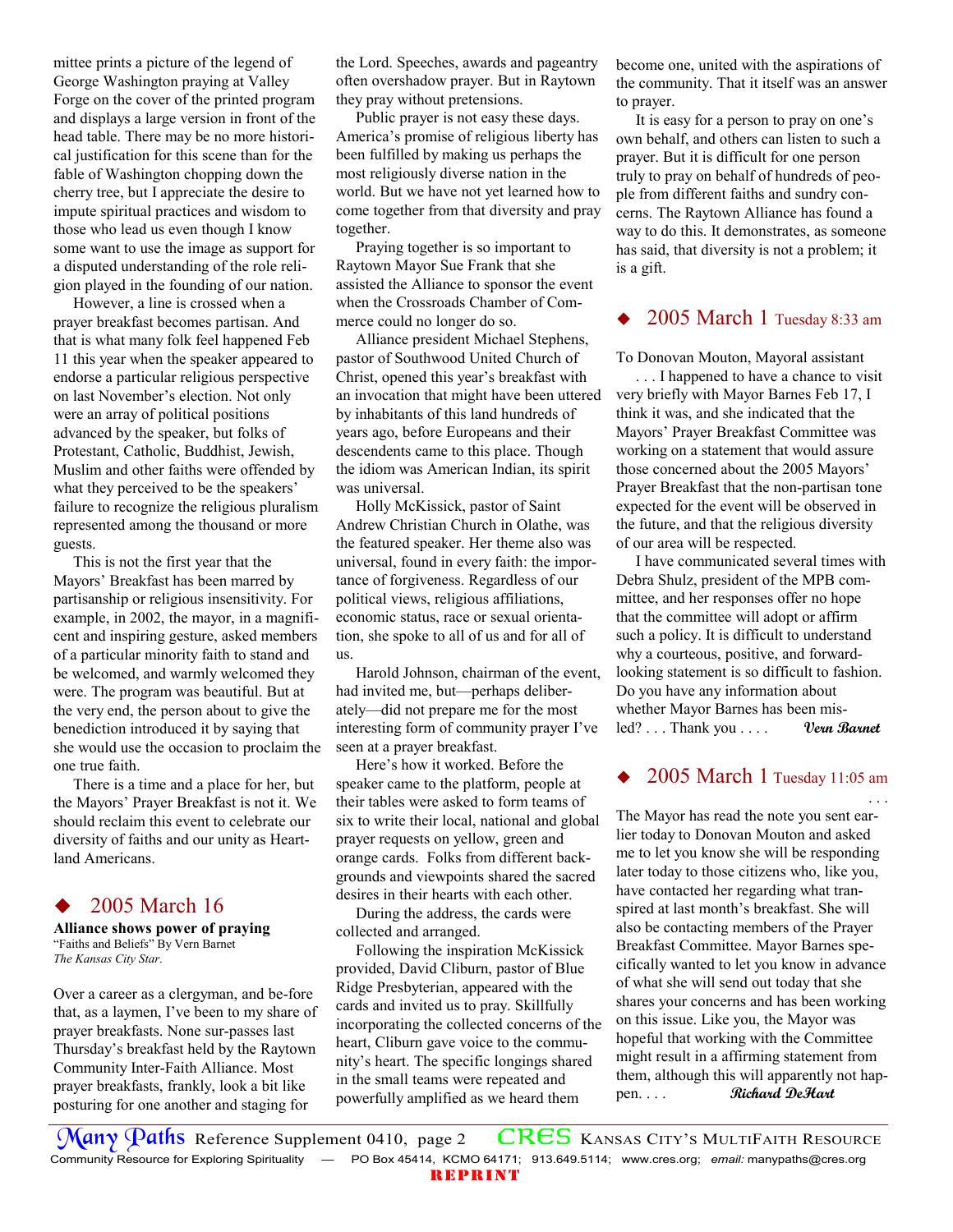mittee prints a picture of the legend of George Washington praying at Valley Forge on the cover of the printed program and displays a large version in front of the head table. There may be no more historical justification for this scene than for the fable of Washington chopping down the cherry tree, but I appreciate the desire to impute spiritual practices and wisdom to those who lead us even though I know some want to use the image as support for a disputed understanding of the role religion played in the founding of our nation.

However, a line is crossed when a prayer breakfast becomes partisan. And that is what many folk feel happened Feb 11 this year when the speaker appeared to endorse a particular religious perspective on last November's election. Not only were an array of political positions advanced by the speaker, but folks of Protestant, Catholic, Buddhist, Jewish, Muslim and other faiths were offended by what they perceived to be the speakers' failure to recognize the religious pluralism represented among the thousand or more guests.

This is not the first year that the Mayors' Breakfast has been marred by partisanship or religious insensitivity. For example, in 2002, the mayor, in a magnificent and inspiring gesture, asked members of a particular minority faith to stand and be welcomed, and warmly welcomed they were. The program was beautiful. But at the very end, the person about to give the benediction introduced it by saying that she would use the occasion to proclaim the one true faith.

There is a time and a place for her, but the Mayors' Prayer Breakfast is not it. We should reclaim this event to celebrate our diversity of faiths and our unity as Heartland Americans.

## ◆ 2005 March 16

**Alliance shows power of praying**
"Faiths and Beliefs" By Vern Barnet
*The Kansas City Star*.

Over a career as a clergyman, and be-fore that, as a laymen, I've been to my share of prayer breakfasts. None sur-passes last Thursday's breakfast held by the Raytown Community Inter-Faith Alliance. Most prayer breakfasts, frankly, look a bit like posturing for one another and staging for the Lord. Speeches, awards and pageantry often overshadow prayer. But in Raytown they pray without pretensions.

Public prayer is not easy these days. America's promise of religious liberty has been fulfilled by making us perhaps the most religiously diverse nation in the world. But we have not yet learned how to come together from that diversity and pray together.

Praying together is so important to Raytown Mayor Sue Frank that she assisted the Alliance to sponsor the event when the Crossroads Chamber of Commerce could no longer do so.

Alliance president Michael Stephens, pastor of Southwood United Church of Christ, opened this year's breakfast with an invocation that might have been uttered by inhabitants of this land hundreds of years ago, before Europeans and their descendents came to this place. Though the idiom was American Indian, its spirit was universal.

Holly McKissick, pastor of Saint Andrew Christian Church in Olathe, was the featured speaker. Her theme also was universal, found in every faith: the importance of forgiveness. Regardless of our political views, religious affiliations, economic status, race or sexual orientation, she spoke to all of us and for all of us.

Harold Johnson, chairman of the event, had invited me, but—perhaps deliberately—did not prepare me for the most interesting form of community prayer I've seen at a prayer breakfast.

Here's how it worked. Before the speaker came to the platform, people at their tables were asked to form teams of six to write their local, national and global prayer requests on yellow, green and orange cards. Folks from different backgrounds and viewpoints shared the sacred desires in their hearts with each other.

During the address, the cards were collected and arranged.

Following the inspiration McKissick provided, David Cliburn, pastor of Blue Ridge Presbyterian, appeared with the cards and invited us to pray. Skillfully incorporating the collected concerns of the heart, Cliburn gave voice to the community's heart. The specific longings shared in the small teams were repeated and powerfully amplified as we heard them become one, united with the aspirations of the community. That it itself was an answer to prayer.

It is easy for a person to pray on one's own behalf, and others can listen to such a prayer. But it is difficult for one person truly to pray on behalf of hundreds of people from different faiths and sundry concerns. The Raytown Alliance has found a way to do this. It demonstrates, as someone has said, that diversity is not a problem; it is a gift.

## ◆ 2005 March 1 Tuesday 8:33 am

To Donovan Mouton, Mayoral assistant

. . . I happened to have a chance to visit very briefly with Mayor Barnes Feb 17, I think it was, and she indicated that the Mayors' Prayer Breakfast Committee was working on a statement that would assure those concerned about the 2005 Mayors' Prayer Breakfast that the non-partisan tone expected for the event will be observed in the future, and that the religious diversity of our area will be respected.

I have communicated several times with Debra Shulz, president of the MPB committee, and her responses offer no hope that the committee will adopt or affirm such a policy. It is difficult to understand why a courteous, positive, and forward-looking statement is so difficult to fashion. Do you have any information about whether Mayor Barnes has been misled? . . . Thank you . . . . *Vern Barnet*

## ◆ 2005 March 1 Tuesday 11:05 am

. . .

The Mayor has read the note you sent earlier today to Donovan Mouton and asked me to let you know she will be responding later today to those citizens who, like you, have contacted her regarding what transpired at last month's breakfast. She will also be contacting members of the Prayer Breakfast Committee. Mayor Barnes specifically wanted to let you know in advance of what she will send out today that she shares your concerns and has been working on this issue. Like you, the Mayor was hopeful that working with the Committee might result in a affirming statement from them, although this will apparently not happen. . . . *Richard DeHart*

REPRINT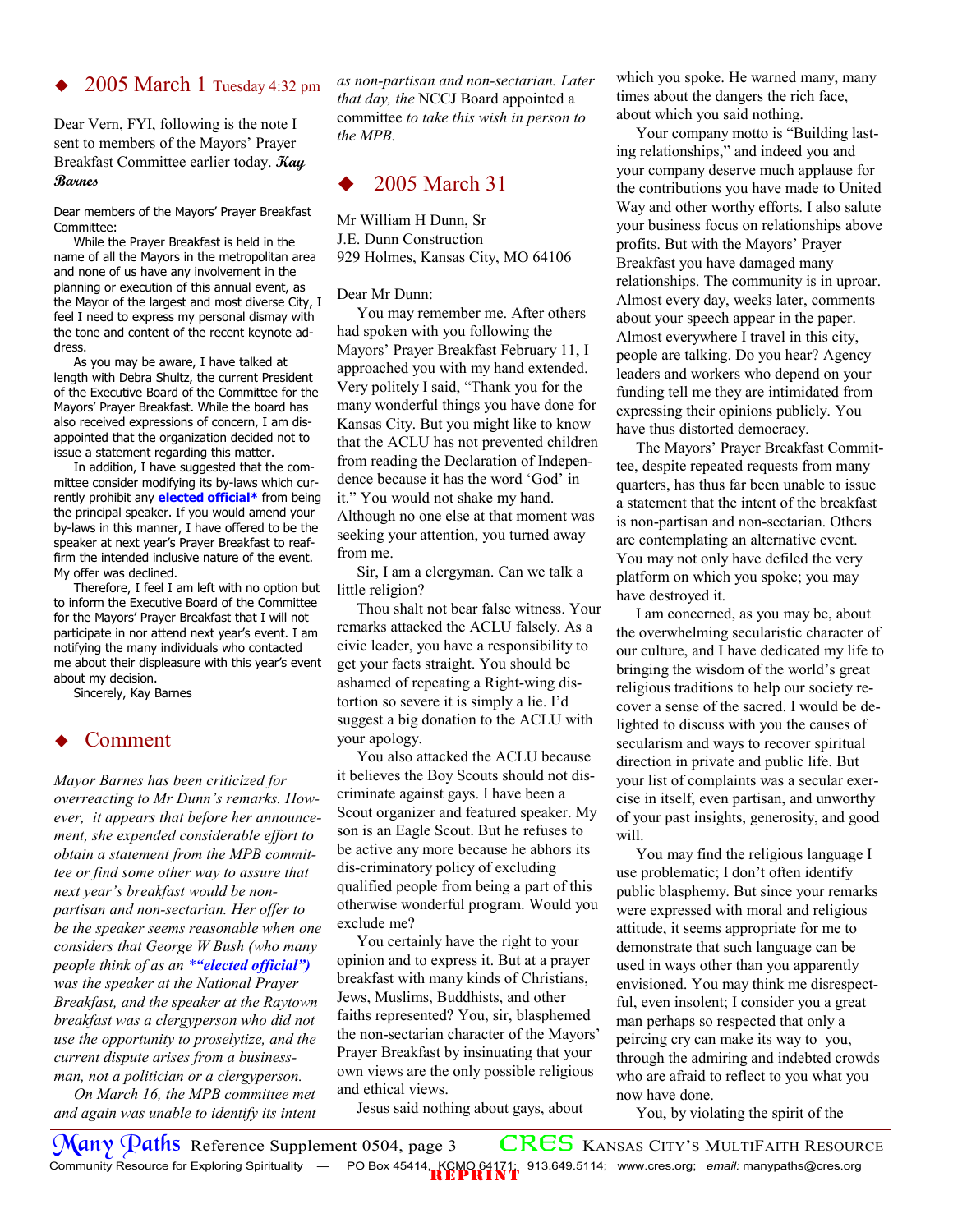## ◆ 2005 March 1 Tuesday 4:32 pm

Dear Vern, FYI, following is the note I sent to members of the Mayors' Prayer Breakfast Committee earlier today. *Kay Barnes*

Dear members of the Mayors' Prayer Breakfast Committee:

While the Prayer Breakfast is held in the name of all the Mayors in the metropolitan area and none of us have any involvement in the planning or execution of this annual event, as the Mayor of the largest and most diverse City, I feel I need to express my personal dismay with the tone and content of the recent keynote address.

As you may be aware, I have talked at length with Debra Shultz, the current President of the Executive Board of the Committee for the Mayors' Prayer Breakfast. While the board has also received expressions of concern, I am disappointed that the organization decided not to issue a statement regarding this matter.

In addition, I have suggested that the committee consider modifying its by-laws which currently prohibit any **elected official*** from being the principal speaker. If you would amend your by-laws in this manner, I have offered to be the speaker at next year's Prayer Breakfast to reaffirm the intended inclusive nature of the event. My offer was declined.

Therefore, I feel I am left with no option but to inform the Executive Board of the Committee for the Mayors' Prayer Breakfast that I will not participate in nor attend next year's event. I am notifying the many individuals who contacted me about their displeasure with this year's event about my decision.

Sincerely, Kay Barnes

## ◆ Comment

*Mayor Barnes has been criticized for overreacting to Mr Dunn's remarks. However, it appears that before her announcement, she expended considerable effort to obtain a statement from the MPB committee or find some other way to assure that next year's breakfast would be non-partisan and non-sectarian. Her offer to be the speaker seems reasonable when one considers that George W Bush (who many people think of as an* ***"elected official")** *was the speaker at the National Prayer Breakfast, and the speaker at the Raytown breakfast was a clergyperson who did not use the opportunity to proselytize, and the current dispute arises from a businessman, not a politician or a clergyperson.*

*On March 16, the MPB committee met and again was unable to identify its intent as non-partisan and non-sectarian. Later that day, the* NCCJ Board *appointed a committee to take this wish in person to the MPB.*

## ◆ 2005 March 31

Mr William H Dunn, Sr
J.E. Dunn Construction
929 Holmes, Kansas City, MO 64106

Dear Mr Dunn:

You may remember me. After others had spoken with you following the Mayors' Prayer Breakfast February 11, I approached you with my hand extended. Very politely I said, "Thank you for the many wonderful things you have done for Kansas City. But you might like to know that the ACLU has not prevented children from reading the Declaration of Independence because it has the word 'God' in it." You would not shake my hand. Although no one else at that moment was seeking your attention, you turned away from me.

Sir, I am a clergyman. Can we talk a little religion?

Thou shalt not bear false witness. Your remarks attacked the ACLU falsely. As a civic leader, you have a responsibility to get your facts straight. You should be ashamed of repeating a Right-wing distortion so severe it is simply a lie. I'd suggest a big donation to the ACLU with your apology.

You also attacked the ACLU because it believes the Boy Scouts should not discriminate against gays. I have been a Scout organizer and featured speaker. My son is an Eagle Scout. But he refuses to be active any more because he abhors its dis-criminatory policy of excluding qualified people from being a part of this otherwise wonderful program. Would you exclude me?

You certainly have the right to your opinion and to express it. But at a prayer breakfast with many kinds of Christians, Jews, Muslims, Buddhists, and other faiths represented? You, sir, blasphemed the non-sectarian character of the Mayors' Prayer Breakfast by insinuating that your own views are the only possible religious and ethical views.

Jesus said nothing about gays, about which you spoke. He warned many, many times about the dangers the rich face, about which you said nothing.

Your company motto is "Building lasting relationships," and indeed you and your company deserve much applause for the contributions you have made to United Way and other worthy efforts. I also salute your business focus on relationships above profits. But with the Mayors' Prayer Breakfast you have damaged many relationships. The community is in uproar. Almost every day, weeks later, comments about your speech appear in the paper. Almost everywhere I travel in this city, people are talking. Do you hear? Agency leaders and workers who depend on your funding tell me they are intimidated from expressing their opinions publicly. You have thus distorted democracy.

The Mayors' Prayer Breakfast Committee, despite repeated requests from many quarters, has thus far been unable to issue a statement that the intent of the breakfast is non-partisan and non-sectarian. Others are contemplating an alternative event. You may not only have defiled the very platform on which you spoke; you may have destroyed it.

I am concerned, as you may be, about the overwhelming secularistic character of our culture, and I have dedicated my life to bringing the wisdom of the world's great religious traditions to help our society recover a sense of the sacred. I would be delighted to discuss with you the causes of secularism and ways to recover spiritual direction in private and public life. But your list of complaints was a secular exercise in itself, even partisan, and unworthy of your past insights, generosity, and good will.

You may find the religious language I use problematic; I don't often identify public blasphemy. But since your remarks were expressed with moral and religious attitude, it seems appropriate for me to demonstrate that such language can be used in ways other than you apparently envisioned. You may think me disrespectful, even insolent; I consider you a great man perhaps so respected that only a peircing cry can make its way to you, through the admiring and indebted crowds who are afraid to reflect to you what you now have done.

You, by violating the spirit of the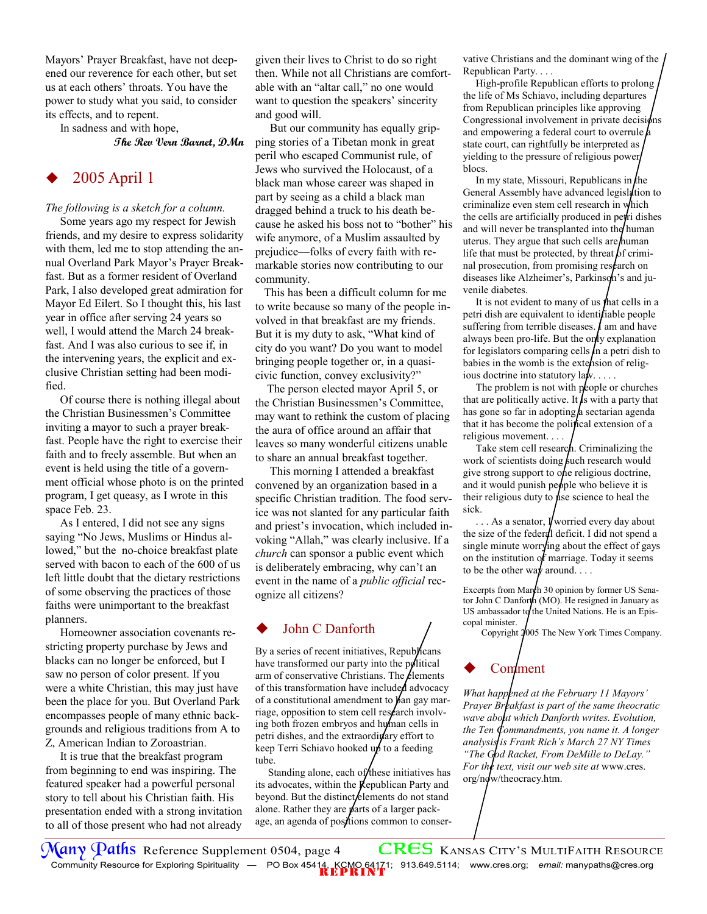Mayors' Prayer Breakfast, have not deepened our reverence for each other, but set us at each others' throats. You have the power to study what you said, to consider its effects, and to repent.

In sadness and with hope,

***The Rev Vern Barnet, DMn***

## ◆ 2005 April 1

*The following is a sketch for a column.*

Some years ago my respect for Jewish friends, and my desire to express solidarity with them, led me to stop attending the annual Overland Park Mayor's Prayer Breakfast. But as a former resident of Overland Park, I also developed great admiration for Mayor Ed Eilert. So I thought this, his last year in office after serving 24 years so well, I would attend the March 24 breakfast. And I was also curious to see if, in the intervening years, the explicit and exclusive Christian setting had been modified.

Of course there is nothing illegal about the Christian Businessmen's Committee inviting a mayor to such a prayer breakfast. People have the right to exercise their faith and to freely assemble. But when an event is held using the title of a government official whose photo is on the printed program, I get queasy, as I wrote in this space Feb. 23.

As I entered, I did not see any signs saying "No Jews, Muslims or Hindus allowed," but the no-choice breakfast plate served with bacon to each of the 600 of us left little doubt that the dietary restrictions of some observing the practices of those faiths were unimportant to the breakfast planners.

Homeowner association covenants restricting property purchase by Jews and blacks can no longer be enforced, but I saw no person of color present. If you were a white Christian, this may just have been the place for you. But Overland Park encompasses people of many ethnic backgrounds and religious traditions from A to Z, American Indian to Zoroastrian.

It is true that the breakfast program from beginning to end was inspiring. The featured speaker had a powerful personal story to tell about his Christian faith. His presentation ended with a strong invitation to all of those present who had not already given their lives to Christ to do so right then. While not all Christians are comfortable with an "altar call," no one would want to question the speakers' sincerity and good will.

But our community has equally gripping stories of a Tibetan monk in great peril who escaped Communist rule, of Jews who survived the Holocaust, of a black man whose career was shaped in part by seeing as a child a black man dragged behind a truck to his death because he asked his boss not to "bother" his wife anymore, of a Muslim assaulted by prejudice—folks of every faith with remarkable stories now contributing to our community.

This has been a difficult column for me to write because so many of the people involved in that breakfast are my friends. But it is my duty to ask, "What kind of city do you want? Do you want to model bringing people together or, in a quasi-civic function, convey exclusivity?"

The person elected mayor April 5, or the Christian Businessmen's Committee, may want to rethink the custom of placing the aura of office around an affair that leaves so many wonderful citizens unable to share an annual breakfast together.

This morning I attended a breakfast convened by an organization based in a specific Christian tradition. The food service was not slanted for any particular faith and priest's invocation, which included invoking "Allah," was clearly inclusive. If a *church* can sponsor a public event which is deliberately embracing, why can't an event in the name of a *public official* recognize all citizens?

## ◆ John C Danforth

By a series of recent initiatives, Republicans have transformed our party into the political arm of conservative Christians. The elements of this transformation have included advocacy of a constitutional amendment to ban gay marriage, opposition to stem cell research involving both frozen embryos and human cells in petri dishes, and the extraordinary effort to keep Terri Schiavo hooked up to a feeding tube.

Standing alone, each of these initiatives has its advocates, within the Republican Party and beyond. But the distinct elements do not stand alone. Rather they are parts of a larger package, an agenda of positions common to conservative Christians and the dominant wing of the Republican Party. . . .

High-profile Republican efforts to prolong the life of Ms Schiavo, including departures from Republican principles like approving Congressional involvement in private decisions and empowering a federal court to overrule a state court, can rightfully be interpreted as yielding to the pressure of religious power blocs.

In my state, Missouri, Republicans in the General Assembly have advanced legislation to criminalize even stem cell research in which the cells are artificially produced in petri dishes and will never be transplanted into the human uterus. They argue that such cells are human life that must be protected, by threat of criminal prosecution, from promising research on diseases like Alzheimer's, Parkinson's and juvenile diabetes.

It is not evident to many of us that cells in a petri dish are equivalent to identifiable people suffering from terrible diseases. I am and have always been pro-life. But the only explanation for legislators comparing cells in a petri dish to babies in the womb is the extension of religious doctrine into statutory law. . . . .

The problem is not with people or churches that are politically active. It is with a party that has gone so far in adopting a sectarian agenda that it has become the political extension of a religious movement. . . .

Take stem cell research. Criminalizing the work of scientists doing such research would give strong support to one religious doctrine, and it would punish people who believe it is their religious duty to use science to heal the sick.

. . . As a senator, I worried every day about the size of the federal deficit. I did not spend a single minute worrying about the effect of gays on the institution of marriage. Today it seems to be the other way around. . . .

Excerpts from March 30 opinion by former US Senator John C Danforth (MO). He resigned in January as US ambassador to the United Nations. He is an Episcopal minister.

Copyright 2005 The New York Times Company.

## ◆ Comment

*What happened at the February 11 Mayors' Prayer Breakfast is part of the same theocratic wave about which Danforth writes. Evolution, the Ten Commandments, you name it. A longer analysis is Frank Rich's March 27 NY Times "The God Racket, From DeMille to DeLay." For the text, visit our web site at* www.cres.org/now/theocracy.htm.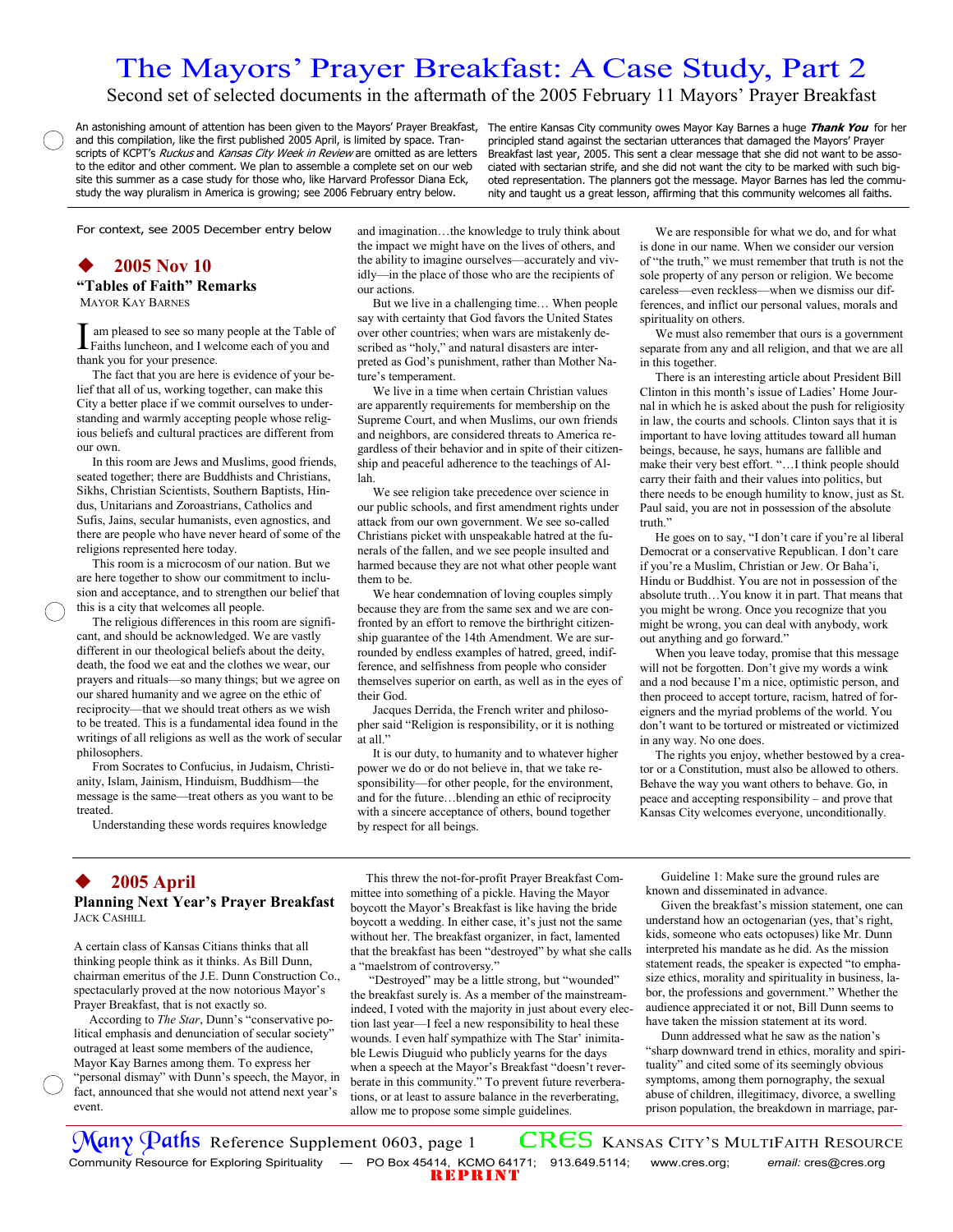# The Mayors' Prayer Breakfast: A Case Study, Part 2

Second set of selected documents in the aftermath of the 2005 February 11 Mayors' Prayer Breakfast

An astonishing amount of attention has been given to the Mayors' Prayer Breakfast, and this compilation, like the first published 2005 April, is limited by space. Transcripts of KCPT's *Ruckus* and *Kansas City Week in Review* are omitted as are letters to the editor and other comment. We plan to assemble a complete set on our web site this summer as a case study for those who, like Harvard Professor Diana Eck, study the way pluralism in America is growing; see 2006 February entry below.

The entire Kansas City community owes Mayor Kay Barnes a huge ***Thank You*** for her principled stand against the sectarian utterances that damaged the Mayors' Prayer Breakfast last year, 2005. This sent a clear message that she did not want to be associated with sectarian strife, and she did not want the city to be marked with such bigoted representation. The planners got the message. Mayor Barnes has led the community and taught us a great lesson, affirming that this community welcomes all faiths.

For context, see 2005 December entry below

## ◆ 2005 Nov 10

### "Tables of Faith" Remarks

MAYOR KAY BARNES

I am pleased to see so many people at the Table of Faiths luncheon, and I welcome each of you and thank you for your presence.

The fact that you are here is evidence of your belief that all of us, working together, can make this City a better place if we commit ourselves to understanding and warmly accepting people whose religious beliefs and cultural practices are different from our own.

In this room are Jews and Muslims, good friends, seated together; there are Buddhists and Christians, Sikhs, Christian Scientists, Southern Baptists, Hindus, Unitarians and Zoroastrians, Catholics and Sufis, Jains, secular humanists, even agnostics, and there are people who have never heard of some of the religions represented here today.

This room is a microcosm of our nation. But we are here together to show our commitment to inclusion and acceptance, and to strengthen our belief that this is a city that welcomes all people.

The religious differences in this room are significant, and should be acknowledged. We are vastly different in our theological beliefs about the deity, death, the food we eat and the clothes we wear, our prayers and rituals—so many things; but we agree on our shared humanity and we agree on the ethic of reciprocity—that we should treat others as we wish to be treated. This is a fundamental idea found in the writings of all religions as well as the work of secular philosophers.

From Socrates to Confucius, in Judaism, Christianity, Islam, Jainism, Hinduism, Buddhism—the message is the same—treat others as you want to be treated.

Understanding these words requires knowledge and imagination…the knowledge to truly think about the impact we might have on the lives of others, and the ability to imagine ourselves—accurately and vividly—in the place of those who are the recipients of our actions.

But we live in a challenging time… When people say with certainty that God favors the United States over other countries; when wars are mistakenly described as "holy," and natural disasters are interpreted as God's punishment, rather than Mother Nature's temperament.

We live in a time when certain Christian values are apparently requirements for membership on the Supreme Court, and when Muslims, our own friends and neighbors, are considered threats to America regardless of their behavior and in spite of their citizenship and peaceful adherence to the teachings of Allah.

We see religion take precedence over science in our public schools, and first amendment rights under attack from our own government. We see so-called Christians picket with unspeakable hatred at the funerals of the fallen, and we see people insulted and harmed because they are not what other people want them to be.

We hear condemnation of loving couples simply because they are from the same sex and we are confronted by an effort to remove the birthright citizenship guarantee of the 14th Amendment. We are surrounded by endless examples of hatred, greed, indifference, and selfishness from people who consider themselves superior on earth, as well as in the eyes of their God.

Jacques Derrida, the French writer and philosopher said "Religion is responsibility, or it is nothing at all."

It is our duty, to humanity and to whatever higher power we do or do not believe in, that we take responsibility—for other people, for the environment, and for the future…blending an ethic of reciprocity with a sincere acceptance of others, bound together by respect for all beings.

We are responsible for what we do, and for what is done in our name. When we consider our version of "the truth," we must remember that truth is not the sole property of any person or religion. We become careless—even reckless—when we dismiss our differences, and inflict our personal values, morals and spirituality on others.

We must also remember that ours is a government separate from any and all religion, and that we are all in this together.

There is an interesting article about President Bill Clinton in this month's issue of Ladies' Home Journal in which he is asked about the push for religiosity in law, the courts and schools. Clinton says that it is important to have loving attitudes toward all human beings, because, he says, humans are fallible and make their very best effort. "…I think people should carry their faith and their values into politics, but there needs to be enough humility to know, just as St. Paul said, you are not in possession of the absolute truth."

He goes on to say, "I don't care if you're al liberal Democrat or a conservative Republican. I don't care if you're a Muslim, Christian or Jew. Or Baha'i, Hindu or Buddhist. You are not in possession of the absolute truth…You know it in part. That means that you might be wrong. Once you recognize that you might be wrong, you can deal with anybody, work out anything and go forward."

When you leave today, promise that this message will not be forgotten. Don't give my words a wink and a nod because I'm a nice, optimistic person, and then proceed to accept torture, racism, hatred of foreigners and the myriad problems of the world. You don't want to be tortured or mistreated or victimized in any way. No one does.

The rights you enjoy, whether bestowed by a creator or a Constitution, must also be allowed to others. Behave the way you want others to behave. Go, in peace and accepting responsibility – and prove that Kansas City welcomes everyone, unconditionally.

## ◆ 2005 April

### Planning Next Year's Prayer Breakfast

JACK CASHILL

A certain class of Kansas Citians thinks that all thinking people think as it thinks. As Bill Dunn, chairman emeritus of the J.E. Dunn Construction Co., spectacularly proved at the now notorious Mayor's Prayer Breakfast, that is not exactly so.

According to *The Star*, Dunn's "conservative political emphasis and denunciation of secular society" outraged at least some members of the audience, Mayor Kay Barnes among them. To express her "personal dismay" with Dunn's speech, the Mayor, in fact, announced that she would not attend next year's event.

This threw the not-for-profit Prayer Breakfast Committee into something of a pickle. Having the Mayor boycott the Mayor's Breakfast is like having the bride boycott a wedding. In either case, it's just not the same without her. The breakfast organizer, in fact, lamented that the breakfast has been "destroyed" by what she calls a "maelstrom of controversy."

"Destroyed" may be a little strong, but "wounded" the breakfast surely is. As a member of the mainstream-indeed, I voted with the majority in just about every election last year—I feel a new responsibility to heal these wounds. I even half sympathize with The Star' inimitable Lewis Diuguid who publicly yearns for the days when a speech at the Mayor's Breakfast "doesn't reverberate in this community." To prevent future reverberations, or at least to assure balance in the reverberating, allow me to propose some simple guidelines.

Guideline 1: Make sure the ground rules are known and disseminated in advance.

Given the breakfast's mission statement, one can understand how an octogenarian (yes, that's right, kids, someone who eats octopuses) like Mr. Dunn interpreted his mandate as he did. As the mission statement reads, the speaker is expected "to emphasize ethics, morality and spirituality in business, labor, the professions and government." Whether the audience appreciated it or not, Bill Dunn seems to have taken the mission statement at its word.

Dunn addressed what he saw as the nation's "sharp downward trend in ethics, morality and spirituality" and cited some of its seemingly obvious symptoms, among them pornography, the sexual abuse of children, illegitimacy, divorce, a swelling prison population, the breakdown in marriage, par-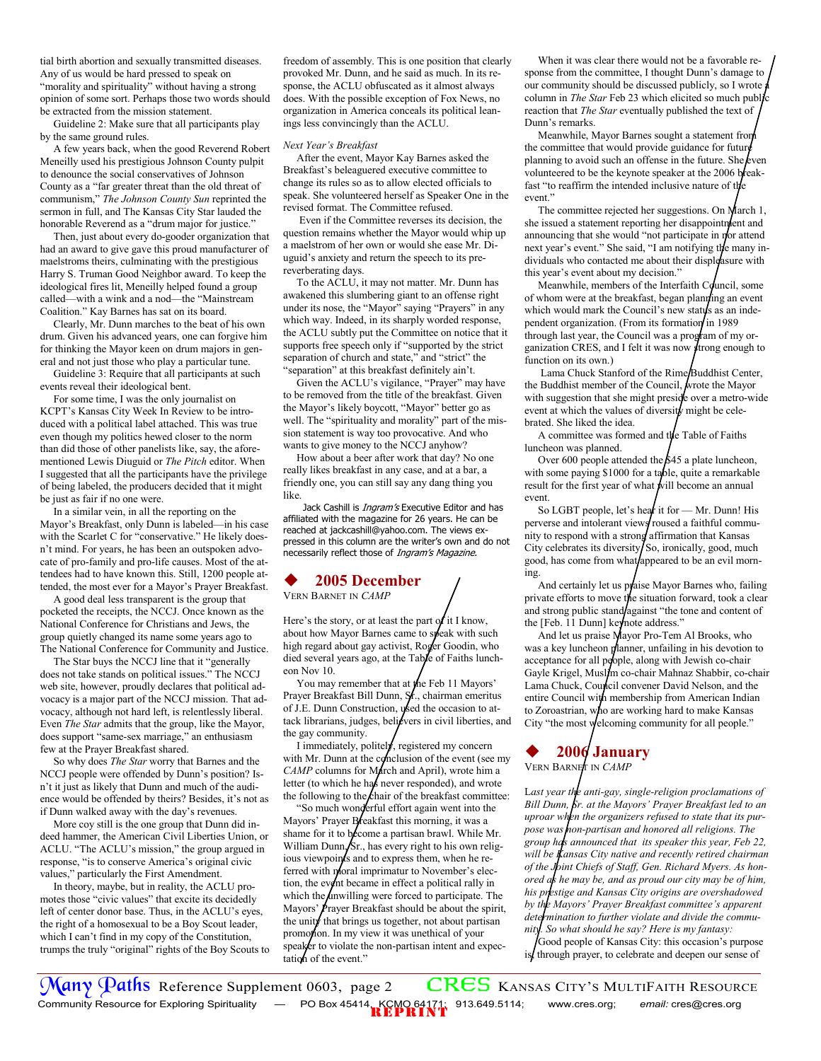tial birth abortion and sexually transmitted diseases. Any of us would be hard pressed to speak on "morality and spirituality" without having a strong opinion of some sort. Perhaps those two words should be extracted from the mission statement.

Guideline 2: Make sure that all participants play by the same ground rules.

A few years back, when the good Reverend Robert Meneilly used his prestigious Johnson County pulpit to denounce the social conservatives of Johnson County as a "far greater threat than the old threat of communism," *The Johnson County Sun* reprinted the sermon in full, and The Kansas City Star lauded the honorable Reverend as a "drum major for justice."

Then, just about every do-gooder organization that had an award to give gave this proud manufacturer of maelstroms theirs, culminating with the prestigious Harry S. Truman Good Neighbor award. To keep the ideological fires lit, Meneilly helped found a group called—with a wink and a nod—the "Mainstream Coalition." Kay Barnes has sat on its board.

Clearly, Mr. Dunn marches to the beat of his own drum. Given his advanced years, one can forgive him for thinking the Mayor keen on drum majors in general and not just those who play a particular tune.

Guideline 3: Require that all participants at such events reveal their ideological bent.

For some time, I was the only journalist on KCPT's Kansas City Week In Review to be introduced with a political label attached. This was true even though my politics hewed closer to the norm than did those of other panelists like, say, the aforementioned Lewis Diuguid or *The Pitch* editor. When I suggested that all the participants have the privilege of being labeled, the producers decided that it might be just as fair if no one were.

In a similar vein, in all the reporting on the Mayor's Breakfast, only Dunn is labeled—in his case with the Scarlet C for "conservative." He likely doesn't mind. For years, he has been an outspoken advocate of pro-family and pro-life causes. Most of the attendees had to have known this. Still, 1200 people attended, the most ever for a Mayor's Prayer Breakfast.

A good deal less transparent is the group that pocketed the receipts, the NCCJ. Once known as the National Conference for Christians and Jews, the group quietly changed its name some years ago to The National Conference for Community and Justice.

The Star buys the NCCJ line that it "generally does not take stands on political issues." The NCCJ web site, however, proudly declares that political advocacy is a major part of the NCCJ mission. That advocacy, although not hard left, is relentlessly liberal. Even *The Star* admits that the group, like the Mayor, does support "same-sex marriage," an enthusiasm few at the Prayer Breakfast shared.

So why does *The Star* worry that Barnes and the NCCJ people were offended by Dunn's position? Isn't it just as likely that Dunn and much of the audience would be offended by theirs? Besides, it's not as if Dunn walked away with the day's revenues.

More coy still is the one group that Dunn did indeed hammer, the American Civil Liberties Union, or ACLU. "The ACLU's mission," the group argued in response, "is to conserve America's original civic values," particularly the First Amendment.

In theory, maybe, but in reality, the ACLU promotes those "civic values" that excite its decidedly left of center donor base. Thus, in the ACLU's eyes, the right of a homosexual to be a Boy Scout leader, which I can't find in my copy of the Constitution, trumps the truly "original" rights of the Boy Scouts to freedom of assembly. This is one position that clearly provoked Mr. Dunn, and he said as much. In its response, the ACLU obfuscated as it almost always does. With the possible exception of Fox News, no organization in America conceals its political leanings less convincingly than the ACLU.

*Next Year's Breakfast*

After the event, Mayor Kay Barnes asked the Breakfast's beleaguered executive committee to change its rules so as to allow elected officials to speak. She volunteered herself as Speaker One in the revised format. The Committee refused.

Even if the Committee reverses its decision, the question remains whether the Mayor would whip up a maelstrom of her own or would she ease Mr. Diuguid's anxiety and return the speech to its pre-reverberating days.

To the ACLU, it may not matter. Mr. Dunn has awakened this slumbering giant to an offense right under its nose, the "Mayor" saying "Prayers" in any which way. Indeed, in its sharply worded response, the ACLU subtly put the Committee on notice that it supports free speech only if "supported by the strict separation of church and state," and "strict" the "separation" at this breakfast definitely ain't.

Given the ACLU's vigilance, "Prayer" may have to be removed from the title of the breakfast. Given the Mayor's likely boycott, "Mayor" better go as well. The "spirituality and morality" part of the mission statement is way too provocative. And who wants to give money to the NCCJ anyhow?

How about a beer after work that day? No one really likes breakfast in any case, and at a bar, a friendly one, you can still say any dang thing you like.

Jack Cashill is *Ingram's* Executive Editor and has affiliated with the magazine for 26 years. He can be reached at jackcashill@yahoo.com. The views expressed in this column are the writer's own and do not necessarily reflect those of *Ingram's Magazine*.

## ◆ 2005 December

VERN BARNET IN *CAMP*

Here's the story, or at least the part of it I know, about how Mayor Barnes came to speak with such high regard about gay activist, Roger Goodin, who died several years ago, at the Table of Faiths luncheon Nov 10.

You may remember that at the Feb 11 Mayors' Prayer Breakfast Bill Dunn, Sr., chairman emeritus of J.E. Dunn Construction, used the occasion to attack librarians, judges, believers in civil liberties, and the gay community.

I immediately, politely, registered my concern with Mr. Dunn at the conclusion of the event (see my *CAMP* columns for March and April), wrote him a letter (to which he has never responded), and wrote the following to the chair of the breakfast committee:

"So much wonderful effort again went into the Mayors' Prayer Breakfast this morning, it was a shame for it to become a partisan brawl. While Mr. William Dunn, Sr., has every right to his own religious viewpoints and to express them, when he referred with moral imprimatur to November's election, the event became in effect a political rally in which the unwilling were forced to participate. The Mayors' Prayer Breakfast should be about the spirit, the unity that brings us together, not about partisan promotion. In my view it was unethical of your speaker to violate the non-partisan intent and expectation of the event."

When it was clear there would not be a favorable response from the committee, I thought Dunn's damage to our community should be discussed publicly, so I wrote a column in *The Star* Feb 23 which elicited so much public reaction that *The Star* eventually published the text of Dunn's remarks.

Meanwhile, Mayor Barnes sought a statement from the committee that would provide guidance for future planning to avoid such an offense in the future. She even volunteered to be the keynote speaker at the 2006 breakfast "to reaffirm the intended inclusive nature of the event."

The committee rejected her suggestions. On March 1, she issued a statement reporting her disappointment and announcing that she would "not participate in nor attend next year's event." She said, "I am notifying the many individuals who contacted me about their displeasure with this year's event about my decision."

Meanwhile, members of the Interfaith Council, some of whom were at the breakfast, began planning an event which would mark the Council's new status as an independent organization. (From its formation in 1989 through last year, the Council was a program of my organization CRES, and I felt it was now strong enough to function on its own.)

Lama Chuck Stanford of the Rime Buddhist Center, the Buddhist member of the Council, wrote the Mayor with suggestion that she might preside over a metro-wide event at which the values of diversity might be celebrated. She liked the idea.

A committee was formed and the Table of Faiths luncheon was planned.

Over 600 people attended the $45 a plate luncheon, with some paying $1000 for a table, quite a remarkable result for the first year of what will become an annual event.

So LGBT people, let's hear it for — Mr. Dunn! His perverse and intolerant views roused a faithful community to respond with a strong affirmation that Kansas City celebrates its diversity. So, ironically, good, much good, has come from what appeared to be an evil morning.

And certainly let us praise Mayor Barnes who, failing private efforts to move the situation forward, took a clear and strong public stand against "the tone and content of the [Feb. 11 Dunn] keynote address."

And let us praise Mayor Pro-Tem Al Brooks, who was a key luncheon planner, unfailing in his devotion to acceptance for all people, along with Jewish co-chair Gayle Krigel, Muslim co-chair Mahnaz Shabbir, co-chair Lama Chuck, Council convener David Nelson, and the entire Council with membership from American Indian to Zoroastrian, who are working hard to make Kansas City "the most welcoming community for all people."

## ◆ 2006 January

VERN BARNET IN *CAMP*

*Last year the anti-gay, single-religion proclamations of Bill Dunn, Sr. at the Mayors' Prayer Breakfast led to an uproar when the organizers refused to state that its purpose was non-partisan and honored all religions. The group has announced that its speaker this year, Feb 22, will be Kansas City native and recently retired chairman of the Joint Chiefs of Staff, Gen. Richard Myers. As honored as he may be, and as proud our city may be of him, his prestige and Kansas City origins are overshadowed by the Mayors' Prayer Breakfast committee's apparent determination to further violate and divide the community. So what should he say? Here is my fantasy:*

Good people of Kansas City: this occasion's purpose is, through prayer, to celebrate and deepen our sense of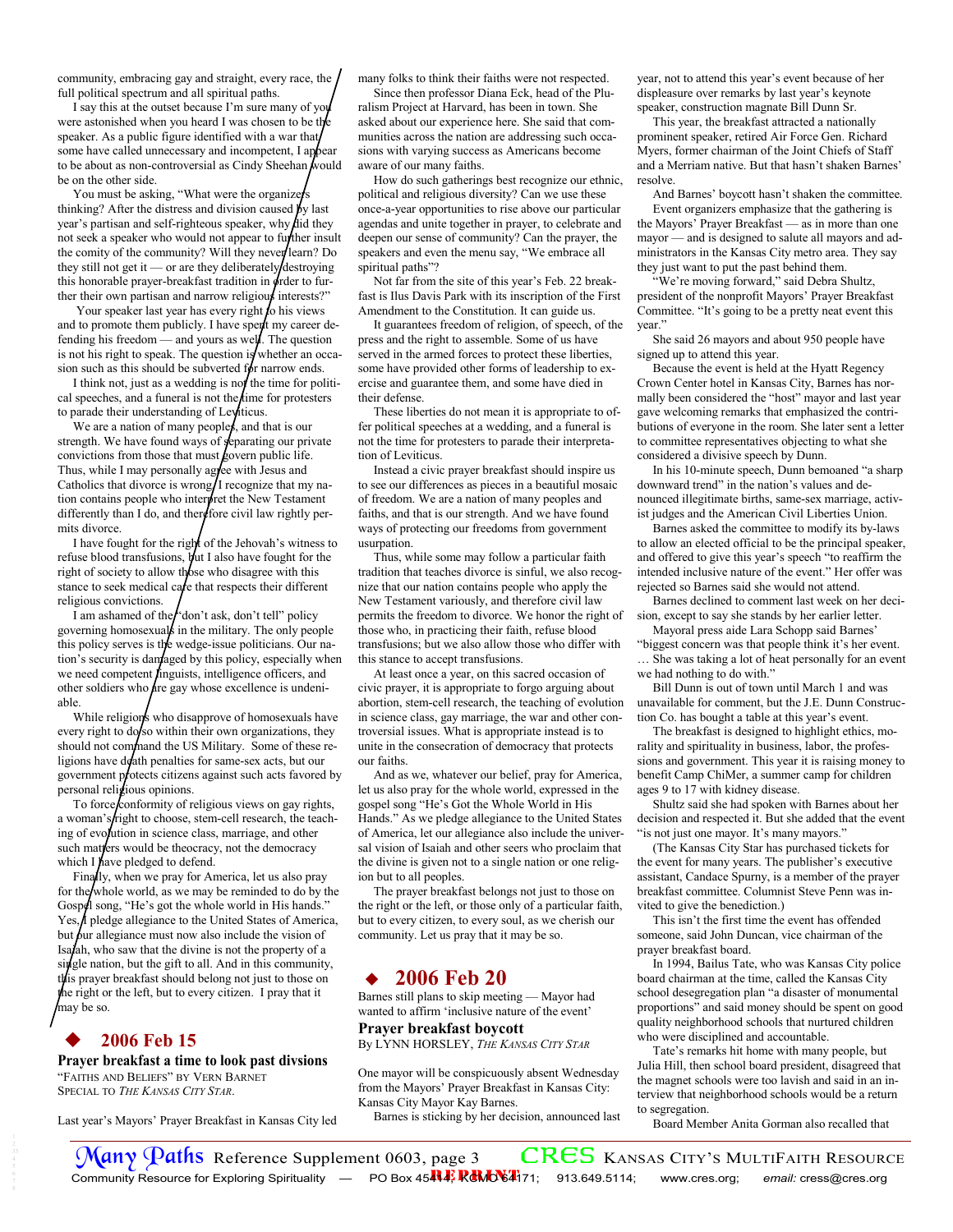community, embracing gay and straight, every race, the full political spectrum and all spiritual paths.

I say this at the outset because I'm sure many of you were astonished when you heard I was chosen to be the speaker. As a public figure identified with a war that some have called unnecessary and incompetent, I appear to be about as non-controversial as Cindy Sheehan would be on the other side.

You must be asking, "What were the organizers thinking? After the distress and division caused by last year's partisan and self-righteous speaker, why did they not seek a speaker who would not appear to further insult the comity of the community? Will they never learn? Do they still not get it — or are they deliberately destroying this honorable prayer-breakfast tradition in order to further their own partisan and narrow religious interests?"

Your speaker last year has every right to his views and to promote them publicly. I have spent my career defending his freedom — and yours as well. The question is not his right to speak. The question is whether an occasion such as this should be subverted for narrow ends.

I think not, just as a wedding is not the time for political speeches, and a funeral is not the time for protesters to parade their understanding of Leviticus.

We are a nation of many peoples, and that is our strength. We have found ways of separating our private convictions from those that must govern public life. Thus, while I may personally agree with Jesus and Catholics that divorce is wrong, I recognize that my nation contains people who interpret the New Testament differently than I do, and therefore civil law rightly permits divorce.

I have fought for the right of the Jehovah's witness to refuse blood transfusions, but I also have fought for the right of society to allow those who disagree with this stance to seek medical care that respects their different religious convictions.

I am ashamed of the "don't ask, don't tell" policy governing homosexuals in the military. The only people this policy serves is the wedge-issue politicians. Our nation's security is damaged by this policy, especially when we need competent linguists, intelligence officers, and other soldiers who are gay whose excellence is undeniable.

While religions who disapprove of homosexuals have every right to do so within their own organizations, they should not command the US Military. Some of these religions have death penalties for same-sex acts, but our government protects citizens against such acts favored by personal religious opinions.

To force conformity of religious views on gay rights, a woman's right to choose, stem-cell research, the teaching of evolution in science class, marriage, and other such matters would be theocracy, not the democracy which I have pledged to defend.

Finally, when we pray for America, let us also pray for the whole world, as we may be reminded to do by the Gospel song, "He's got the whole world in His hands." Yes, I pledge allegiance to the United States of America, but our allegiance must now also include the vision of Isaiah, who saw that the divine is not the property of a single nation, but the gift to all. And in this community, this prayer breakfast should belong not just to those on the right or the left, but to every citizen. I pray that it may be so.

## ◆ 2006 Feb 15

**Prayer breakfast a time to look past divsions**
"Faiths and Beliefs" by Vern Barnet
Special to *The Kansas City Star*.

Last year's Mayors' Prayer Breakfast in Kansas City led many folks to think their faiths were not respected.

Since then professor Diana Eck, head of the Pluralism Project at Harvard, has been in town. She asked about our experience here. She said that communities across the nation are addressing such occasions with varying success as Americans become aware of our many faiths.

How do such gatherings best recognize our ethnic, political and religious diversity? Can we use these once-a-year opportunities to rise above our particular agendas and unite together in prayer, to celebrate and deepen our sense of community? Can the prayer, the speakers and even the menu say, "We embrace all spiritual paths"?

Not far from the site of this year's Feb. 22 breakfast is Ilus Davis Park with its inscription of the First Amendment to the Constitution. It can guide us.

It guarantees freedom of religion, of speech, of the press and the right to assemble. Some of us have served in the armed forces to protect these liberties, some have provided other forms of leadership to exercise and guarantee them, and some have died in their defense.

These liberties do not mean it is appropriate to offer political speeches at a wedding, and a funeral is not the time for protesters to parade their interpretation of Leviticus.

Instead a civic prayer breakfast should inspire us to see our differences as pieces in a beautiful mosaic of freedom. We are a nation of many peoples and faiths, and that is our strength. And we have found ways of protecting our freedoms from government usurpation.

Thus, while some may follow a particular faith tradition that teaches divorce is sinful, we also recognize that our nation contains people who apply the New Testament variously, and therefore civil law permits the freedom to divorce. We honor the right of those who, in practicing their faith, refuse blood transfusions; but we also allow those who differ with this stance to accept transfusions.

At least once a year, on this sacred occasion of civic prayer, it is appropriate to forgo arguing about abortion, stem-cell research, the teaching of evolution in science class, gay marriage, the war and other controversial issues. What is appropriate instead is to unite in the consecration of democracy that protects our faiths.

And as we, whatever our belief, pray for America, let us also pray for the whole world, expressed in the gospel song "He's Got the Whole World in His Hands." As we pledge allegiance to the United States of America, let our allegiance also include the universal vision of Isaiah and other seers who proclaim that the divine is given not to a single nation or one religion but to all peoples.

The prayer breakfast belongs not just to those on the right or the left, or those only of a particular faith, but to every citizen, to every soul, as we cherish our community. Let us pray that it may be so.

## ◆ 2006 Feb 20

Barnes still plans to skip meeting — Mayor had wanted to affirm 'inclusive nature of the event'

**Prayer breakfast boycott**
By Lynn Horsley, *The Kansas City Star*

One mayor will be conspicuously absent Wednesday from the Mayors' Prayer Breakfast in Kansas City: Kansas City Mayor Kay Barnes.

Barnes is sticking by her decision, announced last year, not to attend this year's event because of her displeasure over remarks by last year's keynote speaker, construction magnate Bill Dunn Sr.

This year, the breakfast attracted a nationally prominent speaker, retired Air Force Gen. Richard Myers, former chairman of the Joint Chiefs of Staff and a Merriam native. But that hasn't shaken Barnes' resolve.

And Barnes' boycott hasn't shaken the committee.

Event organizers emphasize that the gathering is the Mayors' Prayer Breakfast — as in more than one mayor — and is designed to salute all mayors and administrators in the Kansas City metro area. They say they just want to put the past behind them.

"We're moving forward," said Debra Shultz, president of the nonprofit Mayors' Prayer Breakfast Committee. "It's going to be a pretty neat event this year."

She said 26 mayors and about 950 people have signed up to attend this year.

Because the event is held at the Hyatt Regency Crown Center hotel in Kansas City, Barnes has normally been considered the "host" mayor and last year gave welcoming remarks that emphasized the contributions of everyone in the room. She later sent a letter to committee representatives objecting to what she considered a divisive speech by Dunn.

In his 10-minute speech, Dunn bemoaned "a sharp downward trend" in the nation's values and denounced illegitimate births, same-sex marriage, activist judges and the American Civil Liberties Union.

Barnes asked the committee to modify its by-laws to allow an elected official to be the principal speaker, and offered to give this year's speech "to reaffirm the intended inclusive nature of the event." Her offer was rejected so Barnes said she would not attend.

Barnes declined to comment last week on her decision, except to say she stands by her earlier letter.

Mayoral press aide Lara Schopp said Barnes' "biggest concern was that people think it's her event. … She was taking a lot of heat personally for an event we had nothing to do with."

Bill Dunn is out of town until March 1 and was unavailable for comment, but the J.E. Dunn Construction Co. has bought a table at this year's event.

The breakfast is designed to highlight ethics, morality and spirituality in business, labor, the professions and government. This year it is raising money to benefit Camp ChiMer, a summer camp for children ages 9 to 17 with kidney disease.

Shultz said she had spoken with Barnes about her decision and respected it. But she added that the event "is not just one mayor. It's many mayors."

(The Kansas City Star has purchased tickets for the event for many years. The publisher's executive assistant, Candace Spurny, is a member of the prayer breakfast committee. Columnist Steve Penn was invited to give the benediction.)

This isn't the first time the event has offended someone, said John Duncan, vice chairman of the prayer breakfast board.

In 1994, Bailus Tate, who was Kansas City police board chairman at the time, called the Kansas City school desegregation plan "a disaster of monumental proportions" and said money should be spent on good quality neighborhood schools that nurtured children who were disciplined and accountable.

Tate's remarks hit home with many people, but Julia Hill, then school board president, disagreed that the magnet schools were too lavish and said in an interview that neighborhood schools would be a return to segregation.

Board Member Anita Gorman also recalled that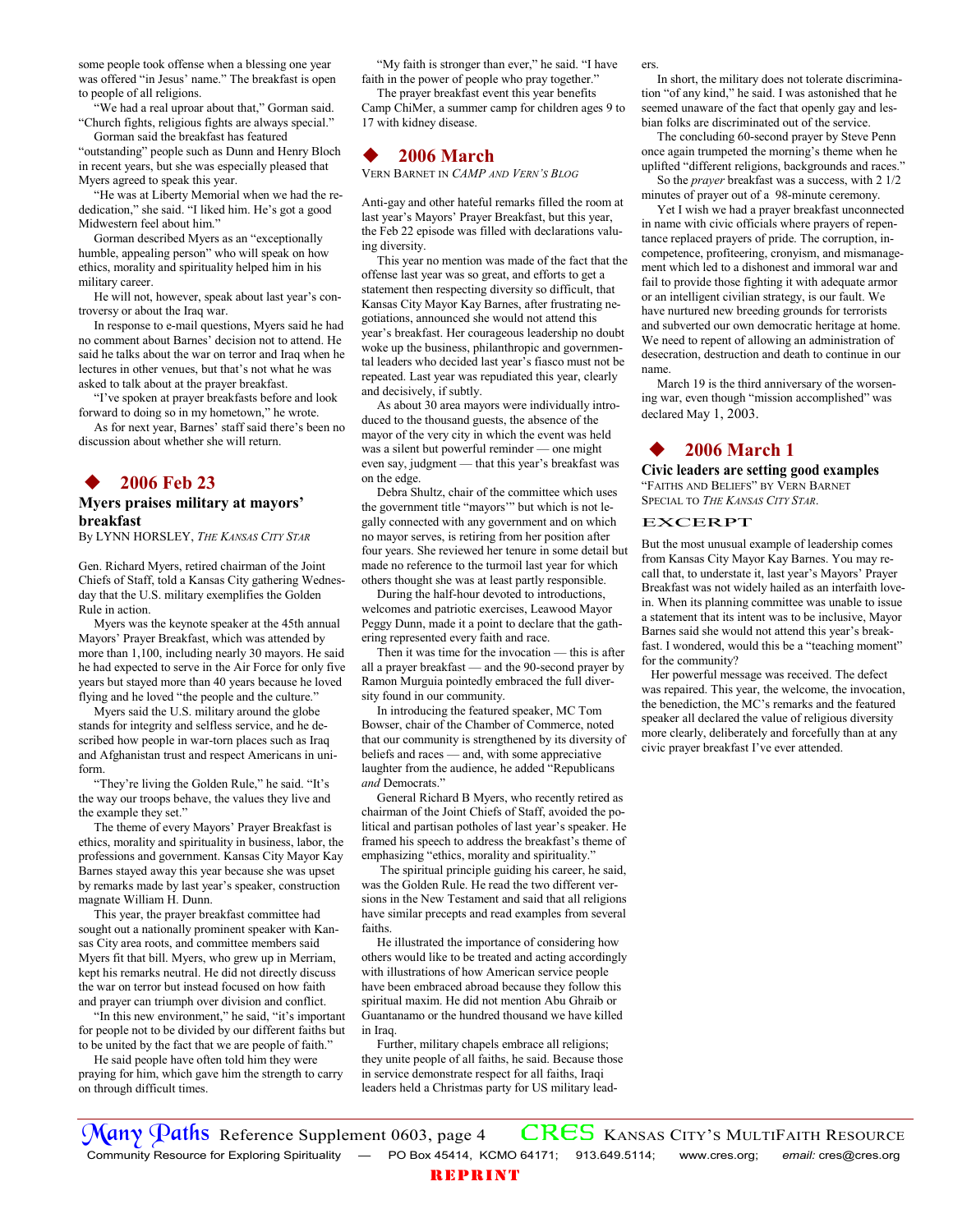some people took offense when a blessing one year was offered "in Jesus' name." The breakfast is open to people of all religions.

"We had a real uproar about that," Gorman said. "Church fights, religious fights are always special."

Gorman said the breakfast has featured "outstanding" people such as Dunn and Henry Bloch in recent years, but she was especially pleased that Myers agreed to speak this year.

"He was at Liberty Memorial when we had the rededication," she said. "I liked him. He's got a good Midwestern feel about him."

Gorman described Myers as an "exceptionally humble, appealing person" who will speak on how ethics, morality and spirituality helped him in his military career.

He will not, however, speak about last year's controversy or about the Iraq war.

In response to e-mail questions, Myers said he had no comment about Barnes' decision not to attend. He said he talks about the war on terror and Iraq when he lectures in other venues, but that's not what he was asked to talk about at the prayer breakfast.

"I've spoken at prayer breakfasts before and look forward to doing so in my hometown," he wrote.

As for next year, Barnes' staff said there's been no discussion about whether she will return.

## ◆ 2006 Feb 23

### Myers praises military at mayors' breakfast

By LYNN HORSLEY, *The Kansas City Star*

Gen. Richard Myers, retired chairman of the Joint Chiefs of Staff, told a Kansas City gathering Wednesday that the U.S. military exemplifies the Golden Rule in action.

Myers was the keynote speaker at the 45th annual Mayors' Prayer Breakfast, which was attended by more than 1,100, including nearly 30 mayors. He said he had expected to serve in the Air Force for only five years but stayed more than 40 years because he loved flying and he loved "the people and the culture."

Myers said the U.S. military around the globe stands for integrity and selfless service, and he described how people in war-torn places such as Iraq and Afghanistan trust and respect Americans in uniform.

"They're living the Golden Rule," he said. "It's the way our troops behave, the values they live and the example they set."

The theme of every Mayors' Prayer Breakfast is ethics, morality and spirituality in business, labor, the professions and government. Kansas City Mayor Kay Barnes stayed away this year because she was upset by remarks made by last year's speaker, construction magnate William H. Dunn.

This year, the prayer breakfast committee had sought out a nationally prominent speaker with Kansas City area roots, and committee members said Myers fit that bill. Myers, who grew up in Merriam, kept his remarks neutral. He did not directly discuss the war on terror but instead focused on how faith and prayer can triumph over division and conflict.

"In this new environment," he said, "it's important for people not to be divided by our different faiths but to be united by the fact that we are people of faith."

He said people have often told him they were praying for him, which gave him the strength to carry on through difficult times.

"My faith is stronger than ever," he said. "I have faith in the power of people who pray together."

The prayer breakfast event this year benefits Camp ChiMer, a summer camp for children ages 9 to 17 with kidney disease.

## ◆ 2006 March

Vern Barnet in *Camp and Vern's Blog*

Anti-gay and other hateful remarks filled the room at last year's Mayors' Prayer Breakfast, but this year, the Feb 22 episode was filled with declarations valuing diversity.

This year no mention was made of the fact that the offense last year was so great, and efforts to get a statement then respecting diversity so difficult, that Kansas City Mayor Kay Barnes, after frustrating negotiations, announced she would not attend this year's breakfast. Her courageous leadership no doubt woke up the business, philanthropic and governmental leaders who decided last year's fiasco must not be repeated. Last year was repudiated this year, clearly and decisively, if subtly.

As about 30 area mayors were individually introduced to the thousand guests, the absence of the mayor of the very city in which the event was held was a silent but powerful reminder — one might even say, judgment — that this year's breakfast was on the edge.

Debra Shultz, chair of the committee which uses the government title "mayors'" but which is not legally connected with any government and on which no mayor serves, is retiring from her position after four years. She reviewed her tenure in some detail but made no reference to the turmoil last year for which others thought she was at least partly responsible.

During the half-hour devoted to introductions, welcomes and patriotic exercises, Leawood Mayor Peggy Dunn, made it a point to declare that the gathering represented every faith and race.

Then it was time for the invocation — this is after all a prayer breakfast — and the 90-second prayer by Ramon Murguia pointedly embraced the full diversity found in our community.

In introducing the featured speaker, MC Tom Bowser, chair of the Chamber of Commerce, noted that our community is strengthened by its diversity of beliefs and races — and, with some appreciative laughter from the audience, he added "Republicans *and* Democrats."

General Richard B Myers, who recently retired as chairman of the Joint Chiefs of Staff, avoided the political and partisan potholes of last year's speaker. He framed his speech to address the breakfast's theme of emphasizing "ethics, morality and spirituality."

The spiritual principle guiding his career, he said, was the Golden Rule. He read the two different versions in the New Testament and said that all religions have similar precepts and read examples from several faiths.

He illustrated the importance of considering how others would like to be treated and acting accordingly with illustrations of how American service people have been embraced abroad because they follow this spiritual maxim. He did not mention Abu Ghraib or Guantanamo or the hundred thousand we have killed in Iraq.

Further, military chapels embrace all religions; they unite people of all faiths, he said. Because those in service demonstrate respect for all faiths, Iraqi leaders held a Christmas party for US military leaders.

In short, the military does not tolerate discrimination "of any kind," he said. I was astonished that he seemed unaware of the fact that openly gay and lesbian folks are discriminated out of the service.

The concluding 60-second prayer by Steve Penn once again trumpeted the morning's theme when he uplifted "different religions, backgrounds and races."

So the *prayer* breakfast was a success, with 2 1/2 minutes of prayer out of a 98-minute ceremony.

Yet I wish we had a prayer breakfast unconnected in name with civic officials where prayers of repentance replaced prayers of pride. The corruption, incompetence, profiteering, cronyism, and mismanagement which led to a dishonest and immoral war and fail to provide those fighting it with adequate armor or an intelligent civilian strategy, is our fault. We have nurtured new breeding grounds for terrorists and subverted our own democratic heritage at home. We need to repent of allowing an administration of desecration, destruction and death to continue in our name.

March 19 is the third anniversary of the worsening war, even though "mission accomplished" was declared May 1, 2003.

## ◆ 2006 March 1

### Civic leaders are setting good examples

"Faiths and Beliefs" by Vern Barnet
Special to *The Kansas City Star*.

EXCERPT

But the most unusual example of leadership comes from Kansas City Mayor Kay Barnes. You may recall that, to understate it, last year's Mayors' Prayer Breakfast was not widely hailed as an interfaith love-in. When its planning committee was unable to issue a statement that its intent was to be inclusive, Mayor Barnes said she would not attend this year's breakfast. I wondered, would this be a "teaching moment" for the community?

Her powerful message was received. The defect was repaired. This year, the welcome, the invocation, the benediction, the MC's remarks and the featured speaker all declared the value of religious diversity more clearly, deliberately and forcefully than at any civic prayer breakfast I've ever attended.